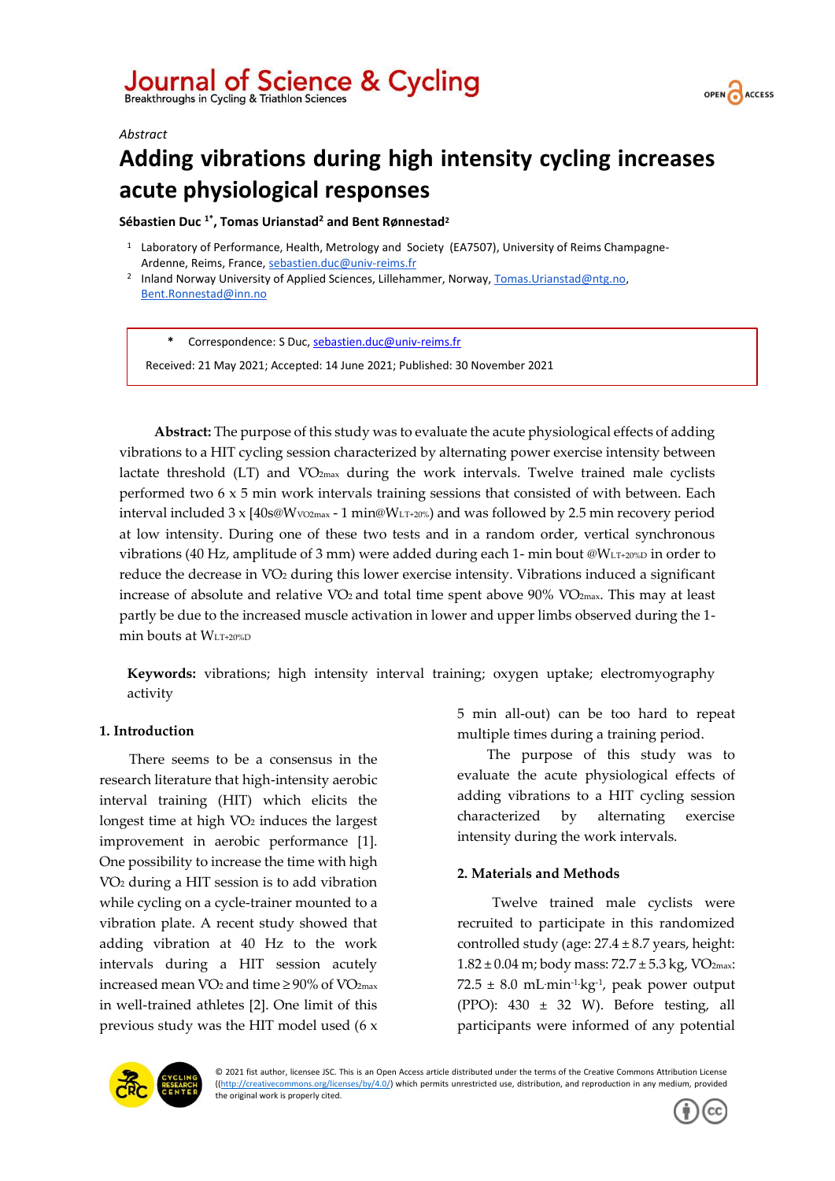Journal of Science & Cycling
Breakthroughs in Cycling & Triathlon Sciences

*Abstract*

# Adding vibrations during high intensity cycling increases acute physiological responses

**Sébastien Duc [1*], Tomas Urianstad[2] and Bent Rønnestad[2]**

[1] Laboratory of Performance, Health, Metrology and Society (EA7507), University of Reims Champagne-Ardenne, Reims, France, sebastien.duc@univ-reims.fr

[2] Inland Norway University of Applied Sciences, Lillehammer, Norway, Tomas.Urianstad@ntg.no, Bent.Ronnestad@inn.no

\* Correspondence: S Duc, sebastien.duc@univ-reims.fr

Received: 21 May 2021; Accepted: 14 June 2021; Published: 30 November 2021

**Abstract:** The purpose of this study was to evaluate the acute physiological effects of adding vibrations to a HIT cycling session characterized by alternating power exercise intensity between lactate threshold (LT) and $VO_{2max}$ during the work intervals. Twelve trained male cyclists performed two 6 x 5 min work intervals training sessions that consisted of with between. Each interval included 3 x [40s@$W_{VO2max}$ - 1 min@$W_{LT+20\%}$) and was followed by 2.5 min recovery period at low intensity. During one of these two tests and in a random order, vertical synchronous vibrations (40 Hz, amplitude of 3 mm) were added during each 1- min bout @$W_{LT+20\%D}$ in order to reduce the decrease in $VO_2$ during this lower exercise intensity. Vibrations induced a significant increase of absolute and relative $VO_2$ and total time spent above 90% $VO_{2max}$. This may at least partly be due to the increased muscle activation in lower and upper limbs observed during the 1-min bouts at $W_{LT+20\%D}$

**Keywords:** vibrations; high intensity interval training; oxygen uptake; electromyography activity

## 1. Introduction

There seems to be a consensus in the research literature that high-intensity aerobic interval training (HIT) which elicits the longest time at high $VO_2$ induces the largest improvement in aerobic performance [1]. One possibility to increase the time with high $VO_2$ during a HIT session is to add vibration while cycling on a cycle-trainer mounted to a vibration plate. A recent study showed that adding vibration at 40 Hz to the work intervals during a HIT session acutely increased mean $VO_2$ and time ≥ 90% of $VO_{2max}$ in well-trained athletes [2]. One limit of this previous study was the HIT model used (6 x 5 min all-out) can be too hard to repeat multiple times during a training period.

The purpose of this study was to evaluate the acute physiological effects of adding vibrations to a HIT cycling session characterized by alternating exercise intensity during the work intervals.

## 2. Materials and Methods

Twelve trained male cyclists were recruited to participate in this randomized controlled study (age: 27.4 ± 8.7 years, height: 1.82 ± 0.04 m; body mass: 72.7 ± 5.3 kg, $VO_{2max}$: 72.5 ± 8.0 mL·min$^{-1}$·kg$^{-1}$, peak power output (PPO): 430 ± 32 W). Before testing, all participants were informed of any potential

© 2021 fist author, licensee JSC. This is an Open Access article distributed under the terms of the Creative Commons Attribution License ((http://creativecommons.org/licenses/by/4.0/) which permits unrestricted use, distribution, and reproduction in any medium, provided the original work is properly cited.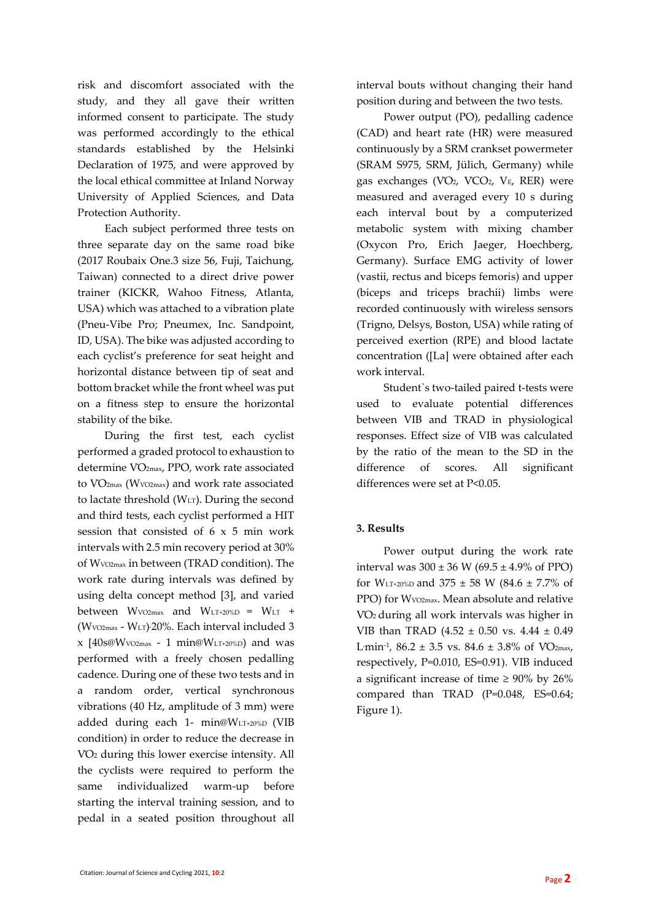risk and discomfort associated with the study, and they all gave their written informed consent to participate. The study was performed accordingly to the ethical standards established by the Helsinki Declaration of 1975, and were approved by the local ethical committee at Inland Norway University of Applied Sciences, and Data Protection Authority.

Each subject performed three tests on three separate day on the same road bike (2017 Roubaix One.3 size 56, Fuji, Taichung, Taiwan) connected to a direct drive power trainer (KICKR, Wahoo Fitness, Atlanta, USA) which was attached to a vibration plate (Pneu-Vibe Pro; Pneumex, Inc. Sandpoint, ID, USA). The bike was adjusted according to each cyclist's preference for seat height and horizontal distance between tip of seat and bottom bracket while the front wheel was put on a fitness step to ensure the horizontal stability of the bike.

During the first test, each cyclist performed a graded protocol to exhaustion to determine $\dot{V}O_{2max}$, PPO, work rate associated to $\dot{V}O_{2max}$ ($W_{VO2max}$) and work rate associated to lactate threshold ($W_{LT}$). During the second and third tests, each cyclist performed a HIT session that consisted of 6 x 5 min work intervals with 2.5 min recovery period at 30% of $W_{VO2max}$ in between (TRAD condition). The work rate during intervals was defined by using delta concept method [3], and varied between $W_{VO2max}$ and $W_{LT+20\%D} = W_{LT} + (W_{VO2max} - W_{LT}) \cdot 20\%$. Each interval included 3 x [40s@$W_{VO2max}$ - 1 min@$W_{LT+20\%D}$) and was performed with a freely chosen pedalling cadence. During one of these two tests and in a random order, vertical synchronous vibrations (40 Hz, amplitude of 3 mm) were added during each 1- min@$W_{LT+20\%D}$ (VIB condition) in order to reduce the decrease in $\dot{V}O_2$ during this lower exercise intensity. All the cyclists were required to perform the same individualized warm-up before starting the interval training session, and to pedal in a seated position throughout all interval bouts without changing their hand position during and between the two tests.

Power output (PO), pedalling cadence (CAD) and heart rate (HR) were measured continuously by a SRM crankset powermeter (SRAM S975, SRM, Jülich, Germany) while gas exchanges ($\dot{V}O_2$, $\dot{V}CO_2$, $V_E$, RER) were measured and averaged every 10 s during each interval bout by a computerized metabolic system with mixing chamber (Oxycon Pro, Erich Jaeger, Hoechberg, Germany). Surface EMG activity of lower (vastii, rectus and biceps femoris) and upper (biceps and triceps brachii) limbs were recorded continuously with wireless sensors (Trigno, Delsys, Boston, USA) while rating of perceived exertion (RPE) and blood lactate concentration ([La] were obtained after each work interval.

Student`s two-tailed paired t-tests were used to evaluate potential differences between VIB and TRAD in physiological responses. Effect size of VIB was calculated by the ratio of the mean to the SD in the difference of scores. All significant differences were set at $P<0.05$.

### 3. Results

Power output during the work rate interval was 300 ± 36 W (69.5 ± 4.9% of PPO) for $W_{LT+20\%D}$ and 375 ± 58 W (84.6 ± 7.7% of PPO) for $W_{VO2max}$. Mean absolute and relative $\dot{V}O_2$ during all work intervals was higher in VIB than TRAD (4.52 ± 0.50 vs. 4.44 ± 0.49 $L \cdot min^{-1}$, 86.2 ± 3.5 vs. 84.6 ± 3.8% of $\dot{V}O_{2max}$, respectively, $P=0.010$, ES=0.91). VIB induced a significant increase of time ≥ 90% by 26% compared than TRAD ($P=0.048$, ES=0.64; Figure 1).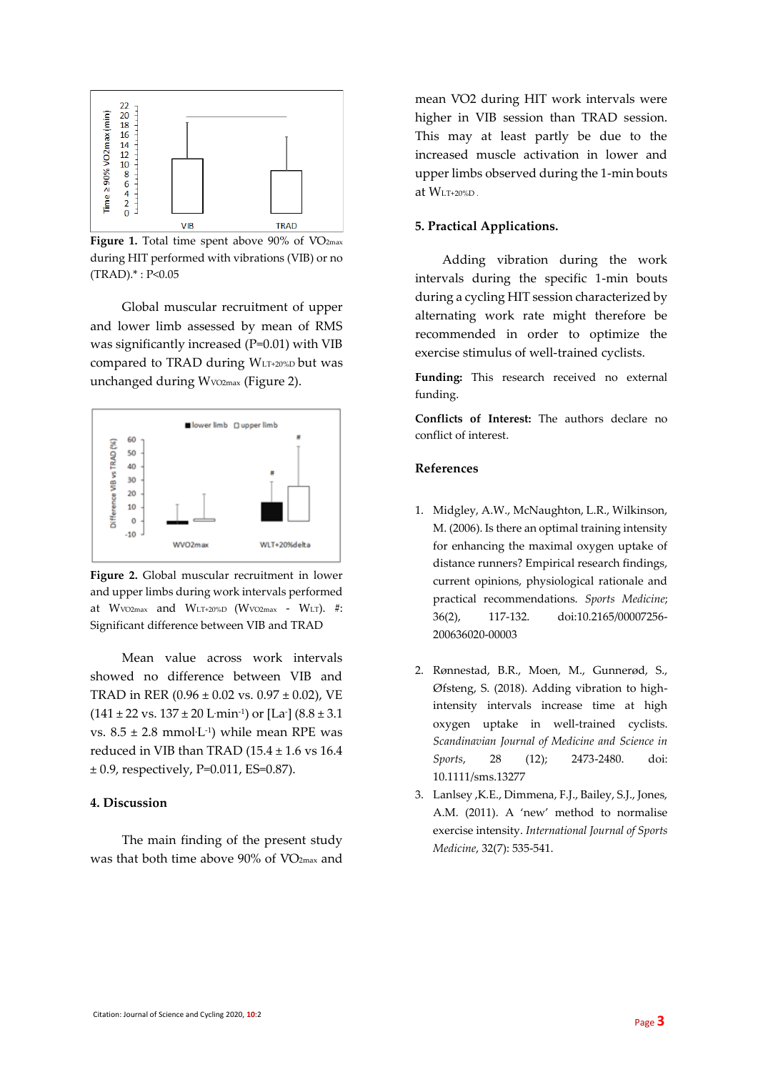Time ≥ 90% VO2max (min)

22
20
18
16
14
12
10
8
6
4
2
0

VIB

TRAD

**Figure 1.** Total time spent above 90% of $VO_{2max}$ during HIT performed with vibrations (VIB) or no (TRAD).* : P<0.05

Global muscular recruitment of upper and lower limb assessed by mean of RMS was significantly increased (P=0.01) with VIB compared to TRAD during $W_{LT+20\%D}$ but was unchanged during $W_{VO2max}$ (Figure 2).

■ lower limb □ upper limb

Difference VIB vs TRAD (%)

60
50
40
30
20
10
0
-10

#

#

WVO2max

WLT+20%delta

**Figure 2.** Global muscular recruitment in lower and upper limbs during work intervals performed at $W_{VO2max}$ and $W_{LT+20\%D}$ ($W_{VO2max}$ - $W_{LT}$). #: Significant difference between VIB and TRAD

Mean value across work intervals showed no difference between VIB and TRAD in RER (0.96 ± 0.02 vs. 0.97 ± 0.02), VE (141 ± 22 vs. 137 ± 20 $L{\cdot}min^{-1}$) or [$La^-$] (8.8 ± 3.1 vs. 8.5 ± 2.8 $mmol{\cdot}L^{-1}$) while mean RPE was reduced in VIB than TRAD (15.4 ± 1.6 vs 16.4 ± 0.9, respectively, P=0.011, ES=0.87).

## 4. Discussion

The main finding of the present study was that both time above 90% of $VO_{2max}$ and mean VO2 during HIT work intervals were higher in VIB session than TRAD session. This may at least partly be due to the increased muscle activation in lower and upper limbs observed during the 1-min bouts at $W_{LT+20\%D}$.

## 5. Practical Applications.

Adding vibration during the work intervals during the specific 1-min bouts during a cycling HIT session characterized by alternating work rate might therefore be recommended in order to optimize the exercise stimulus of well-trained cyclists.

**Funding:** This research received no external funding.

**Conflicts of Interest:** The authors declare no conflict of interest.

## References

1. Midgley, A.W., McNaughton, L.R., Wilkinson, M. (2006). Is there an optimal training intensity for enhancing the maximal oxygen uptake of distance runners? Empirical research findings, current opinions, physiological rationale and practical recommendations. *Sports Medicine*; 36(2), 117-132. doi:10.2165/00007256-200636020-00003

2. Rønnestad, B.R., Moen, M., Gunnerød, S., Øfsteng, S. (2018). Adding vibration to high-intensity intervals increase time at high oxygen uptake in well-trained cyclists. *Scandinavian Journal of Medicine and Science in Sports*, 28 (12); 2473-2480. doi: 10.1111/sms.13277

3. Lanlsey ,K.E., Dimmena, F.J., Bailey, S.J., Jones, A.M. (2011). A 'new' method to normalise exercise intensity. *International Journal of Sports Medicine*, 32(7): 535-541.